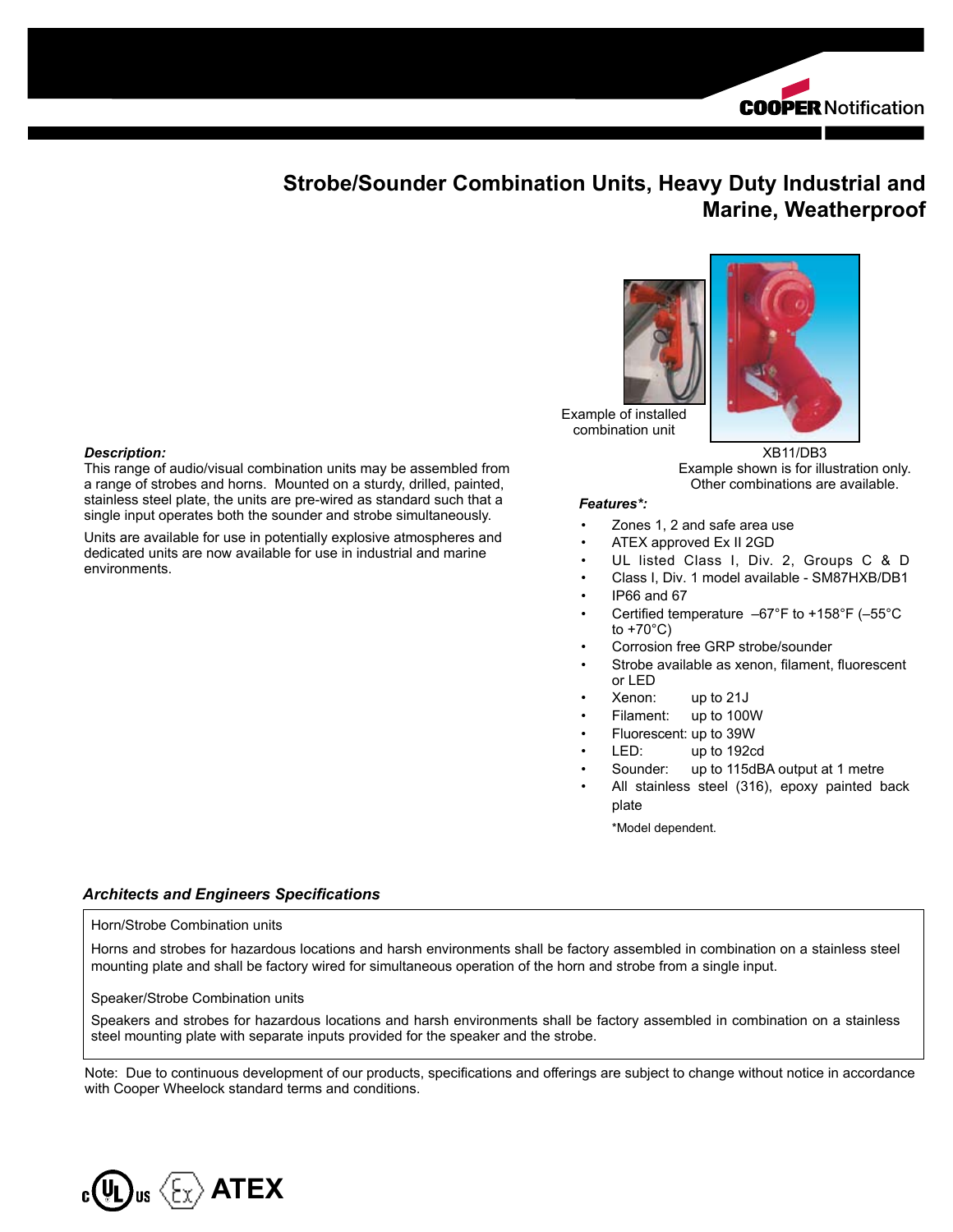COOPER Notification

# Strobe/Sounder Combination Units, Heavy Duty Industrial and Marine, Weatherproof

Example of installed combination unit

XB11/DB3
Example shown is for illustration only.
Other combinations are available.

***Description:***

This range of audio/visual combination units may be assembled from a range of strobes and horns. Mounted on a sturdy, drilled, painted, stainless steel plate, the units are pre-wired as standard such that a single input operates both the sounder and strobe simultaneously.

Units are available for use in potentially explosive atmospheres and dedicated units are now available for use in industrial and marine environments.

***Features\*:***

- Zones 1, 2 and safe area use
- ATEX approved Ex II 2GD
- UL listed Class I, Div. 2, Groups C & D
- Class I, Div. 1 model available - SM87HXB/DB1
- IP66 and 67
- Certified temperature –67°F to +158°F (–55°C to +70°C)
- Corrosion free GRP strobe/sounder
- Strobe available as xenon, filament, fluorescent or LED
- Xenon: up to 21J
- Filament: up to 100W
- Fluorescent: up to 39W
- LED: up to 192cd
- Sounder: up to 115dBA output at 1 metre
- All stainless steel (316), epoxy painted back plate

\*Model dependent.

### *Architects and Engineers Specifications*

Horn/Strobe Combination units

Horns and strobes for hazardous locations and harsh environments shall be factory assembled in combination on a stainless steel mounting plate and shall be factory wired for simultaneous operation of the horn and strobe from a single input.

Speaker/Strobe Combination units

Speakers and strobes for hazardous locations and harsh environments shall be factory assembled in combination on a stainless steel mounting plate with separate inputs provided for the speaker and the strobe.

Note: Due to continuous development of our products, specifications and offerings are subject to change without notice in accordance with Cooper Wheelock standard terms and conditions.

c UL us Ex ATEX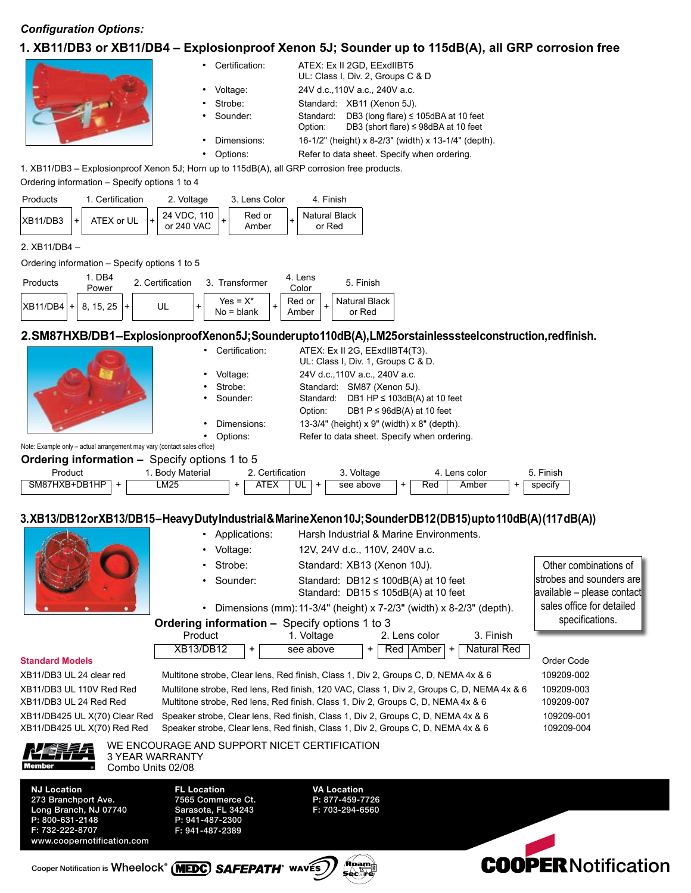***Configuration Options:***

## 1. XB11/DB3 or XB11/DB4 – Explosionproof Xenon 5J; Sounder up to 115dB(A), all GRP corrosion free

- Certification: ATEX: Ex II 2GD, EExdIIBT5
  UL: Class I, Div. 2, Groups C & D
- Voltage: 24V d.c.,110V a.c., 240V a.c.
- Strobe: Standard: XB11 (Xenon 5J).
- Sounder: Standard: DB3 (long flare) ≤ 105dBA at 10 feet
  Option: DB3 (short flare) ≤ 98dBA at 10 feet
- Dimensions: 16-1/2" (height) x 8-2/3" (width) x 13-1/4" (depth).
- Options: Refer to data sheet. Specify when ordering.

1. XB11/DB3 – Explosionproof Xenon 5J; Horn up to 115dB(A), all GRP corrosion free products.

Ordering information – Specify options 1 to 4

| Products | | 1. Certification | | 2. Voltage | | 3. Lens Color | | 4. Finish |
|---|---|---|---|---|---|---|---|---|
| XB11/DB3 | + | ATEX or UL | + | 24 VDC, 110 or 240 VAC | + | Red or Amber | + | Natural Black or Red |

2. XB11/DB4 –

Ordering information – Specify options 1 to 5

| Products | | 1. DB4 Power | | 2. Certification | | 3. Transformer | | 4. Lens Color | | 5. Finish |
|---|---|---|---|---|---|---|---|---|---|---|
| XB11/DB4 | + | 8, 15, 25 | + | UL | + | Yes = X* No = blank | + | Red or Amber | + | Natural Black or Red |

## 2. SM87HXB/DB1 – Explosionproof Xenon 5J; Sounder up to 110dB(A), LM25 or stainless steel construction, red finish.

- Certification: ATEX: Ex II 2G, EExdIIBT4(T3).
  UL: Class I, Div. 1, Groups C & D.
- Voltage: 24V d.c.,110V a.c., 240V a.c.
- Strobe: Standard: SM87 (Xenon 5J).
- Sounder: Standard: DB1 HP ≤ 103dB(A) at 10 feet
  Option: DB1 P ≤ 96dB(A) at 10 feet
- Dimensions: 13-3/4" (height) x 9" (width) x 8" (depth).
- Options: Refer to data sheet. Specify when ordering.

Note: Example only – actual arrangement may vary (contact sales office)

**Ordering information –** Specify options 1 to 5

| Product | | 1. Body Material | | 2. Certification | | | 3. Voltage | | 4. Lens color | | | 5. Finish |
|---|---|---|---|---|---|---|---|---|---|---|---|---|
| SM87HXB+DB1HP | + | LM25 | + | ATEX | UL | + | see above | + | Red | Amber | + | specify |

## 3. XB13/DB12 or XB13/DB15 – Heavy Duty Industrial & Marine Xenon 10J; Sounder DB12 (DB15) up to 110dB(A) (117dB(A))

- Applications: Harsh Industrial & Marine Environments.
- Voltage: 12V, 24V d.c., 110V, 240V a.c.
- Strobe: Standard: XB13 (Xenon 10J).
- Sounder: Standard: DB12 ≤ 100dB(A) at 10 feet
  Standard: DB15 ≤ 105dB(A) at 10 feet
- Dimensions (mm): 11-3/4" (height) x 7-2/3" (width) x 8-2/3" (depth).

Other combinations of strobes and sounders are available – please contact sales office for detailed specifications.

**Ordering information –** Specify options 1 to 3

| Product | | 1. Voltage | | 2. Lens color | | | 3. Finish |
|---|---|---|---|---|---|---|---|
| XB13/DB12 | + | see above | + | Red | Amber | + | Natural Red |

**Standard Models**

| | | Order Code |
|---|---|---|
| XB11/DB3 UL 24 clear red | Multitone strobe, Clear lens, Red finish, Class 1, Div 2, Groups C, D, NEMA 4x & 6 | 109209-002 |
| XB11/DB3 UL 110V Red Red | Multitone strobe, Red lens, Red finish, 120 VAC, Class 1, Div 2, Groups C, D, NEMA 4x & 6 | 109209-003 |
| XB11/DB3 UL 24 Red Red | Multitone strobe, Red lens, Red finish, Class 1, Div 2, Groups C, D, NEMA 4x & 6 | 109209-007 |
| XB11/DB425 UL X(70) Clear Red | Speaker strobe, Clear lens, Red finish, Class 1, Div 2, Groups C, D, NEMA 4x & 6 | 109209-001 |
| XB11/DB425 UL X(70) Red Red | Speaker strobe, Clear lens, Red finish, Class 1, Div 2, Groups C, D, NEMA 4x & 6 | 109209-004 |

NEMA Member

WE ENCOURAGE AND SUPPORT NICET CERTIFICATION
3 YEAR WARRANTY
Combo Units 02/08

**NJ Location**
273 Branchport Ave.
Long Branch, NJ 07740
P: 800-631-2148
F: 732-222-8707
www.coopernotification.com

**FL Location**
7565 Commerce Ct.
Sarasota, FL 34243
P: 941-487-2300
F: 941-487-2389

**VA Location**
P: 877-459-7726
F: 703-294-6560

Cooper Notification is Wheelock® MEDC SAFEPATH® WAVES Roam Secure

COOPER Notification